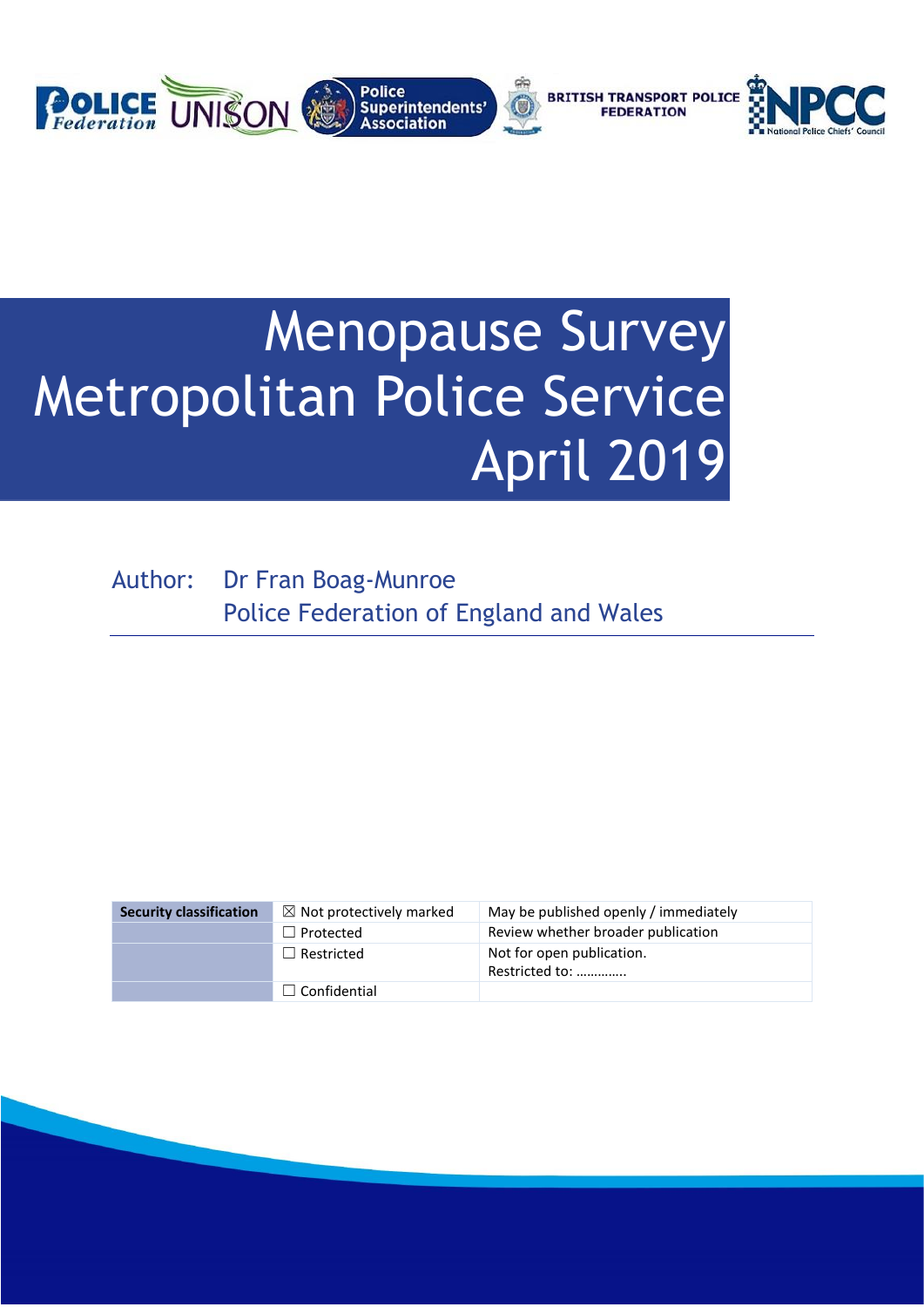# Menopause Survey Metropolitan Police Service April 2019

Author: Dr Fran Boag-Munroe
Police Federation of England and Wales

| Security classification | ☒ Not protectively marked | May be published openly / immediately |
|---|---|---|
| | ☐ Protected | Review whether broader publication |
| | ☐ Restricted | Not for open publication. Restricted to: ………….. |
| | ☐ Confidential | |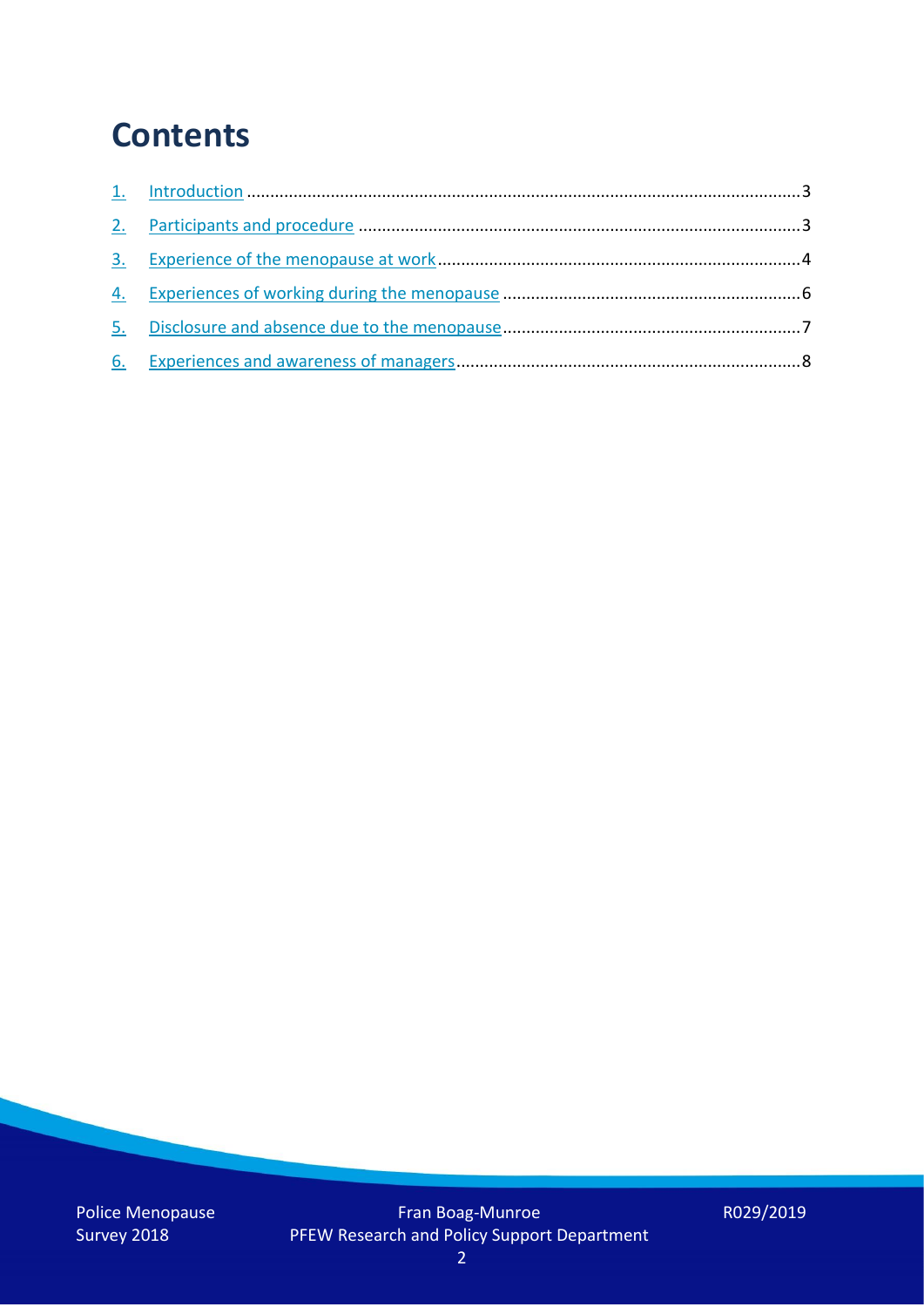# Contents

1. Introduction ........................................................................................................................3
2. Participants and procedure ...............................................................................................3
3. Experience of the menopause at work ..............................................................................4
4. Experiences of working during the menopause .................................................................6
5. Disclosure and absence due to the menopause.................................................................7
6. Experiences and awareness of managers..........................................................................8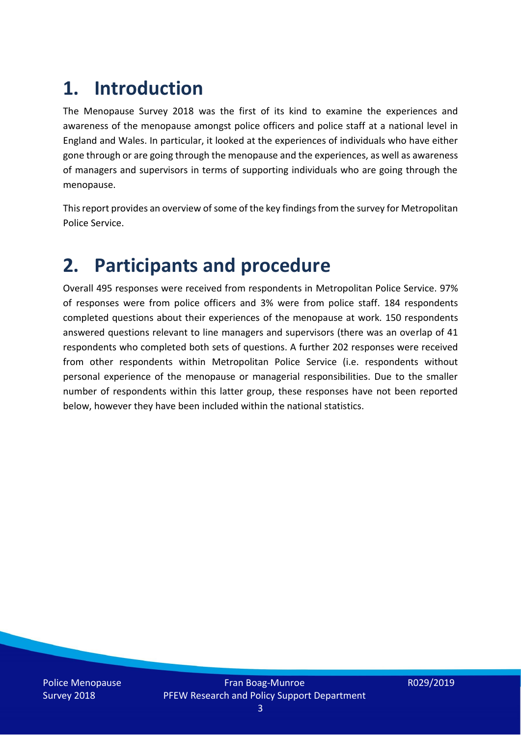# 1. Introduction

The Menopause Survey 2018 was the first of its kind to examine the experiences and awareness of the menopause amongst police officers and police staff at a national level in England and Wales. In particular, it looked at the experiences of individuals who have either gone through or are going through the menopause and the experiences, as well as awareness of managers and supervisors in terms of supporting individuals who are going through the menopause.

This report provides an overview of some of the key findings from the survey for Metropolitan Police Service.

# 2. Participants and procedure

Overall 495 responses were received from respondents in Metropolitan Police Service. 97% of responses were from police officers and 3% were from police staff. 184 respondents completed questions about their experiences of the menopause at work. 150 respondents answered questions relevant to line managers and supervisors (there was an overlap of 41 respondents who completed both sets of questions. A further 202 responses were received from other respondents within Metropolitan Police Service (i.e. respondents without personal experience of the menopause or managerial responsibilities. Due to the smaller number of respondents within this latter group, these responses have not been reported below, however they have been included within the national statistics.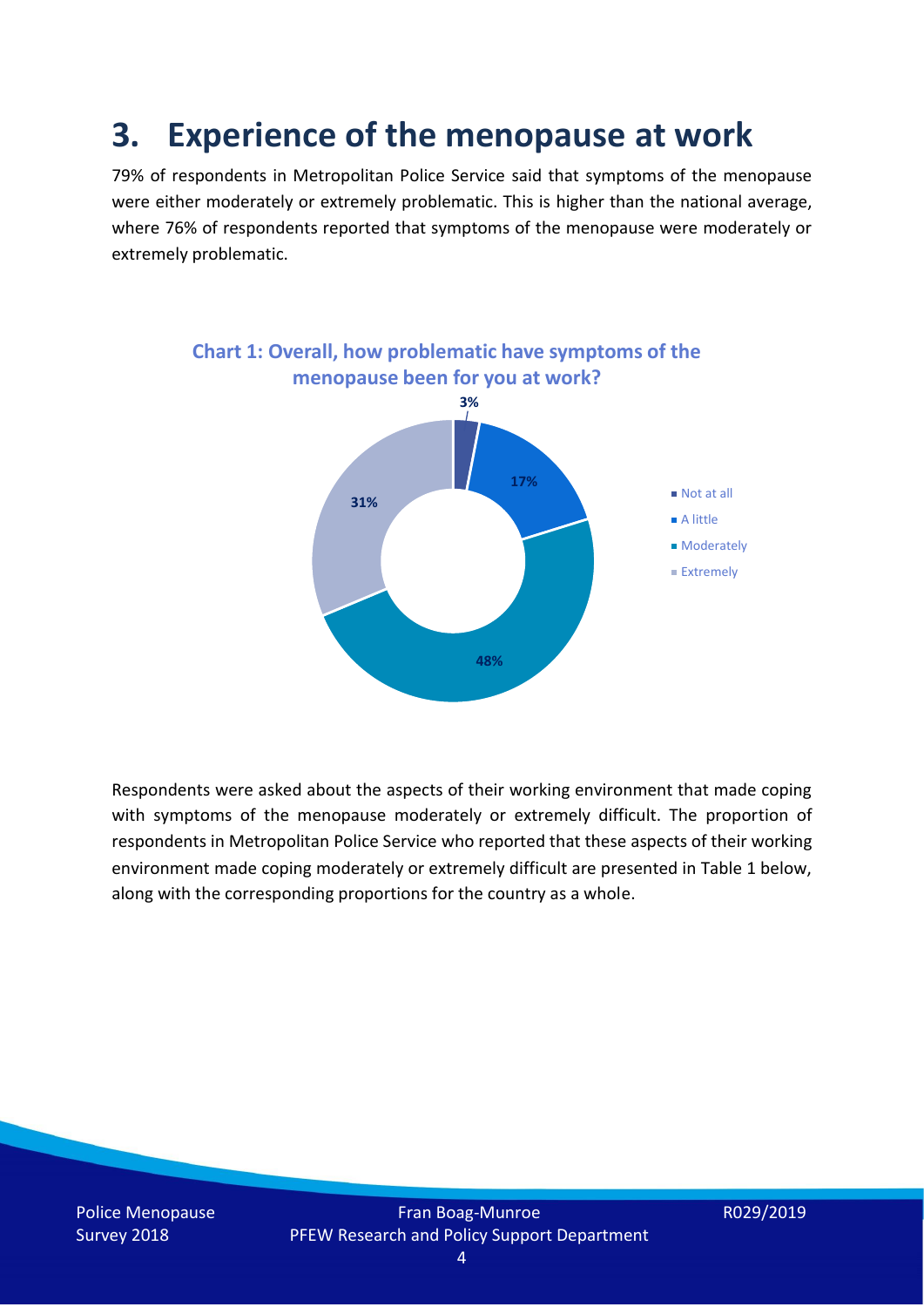# 3. Experience of the menopause at work

79% of respondents in Metropolitan Police Service said that symptoms of the menopause were either moderately or extremely problematic. This is higher than the national average, where 76% of respondents reported that symptoms of the menopause were moderately or extremely problematic.

**Chart 1: Overall, how problematic have symptoms of the menopause been for you at work?**

| Response | Percentage |
|---|---|
| Not at all | 3% |
| A little | 17% |
| Moderately | 48% |
| Extremely | 31% |

Respondents were asked about the aspects of their working environment that made coping with symptoms of the menopause moderately or extremely difficult. The proportion of respondents in Metropolitan Police Service who reported that these aspects of their working environment made coping moderately or extremely difficult are presented in Table 1 below, along with the corresponding proportions for the country as a whole.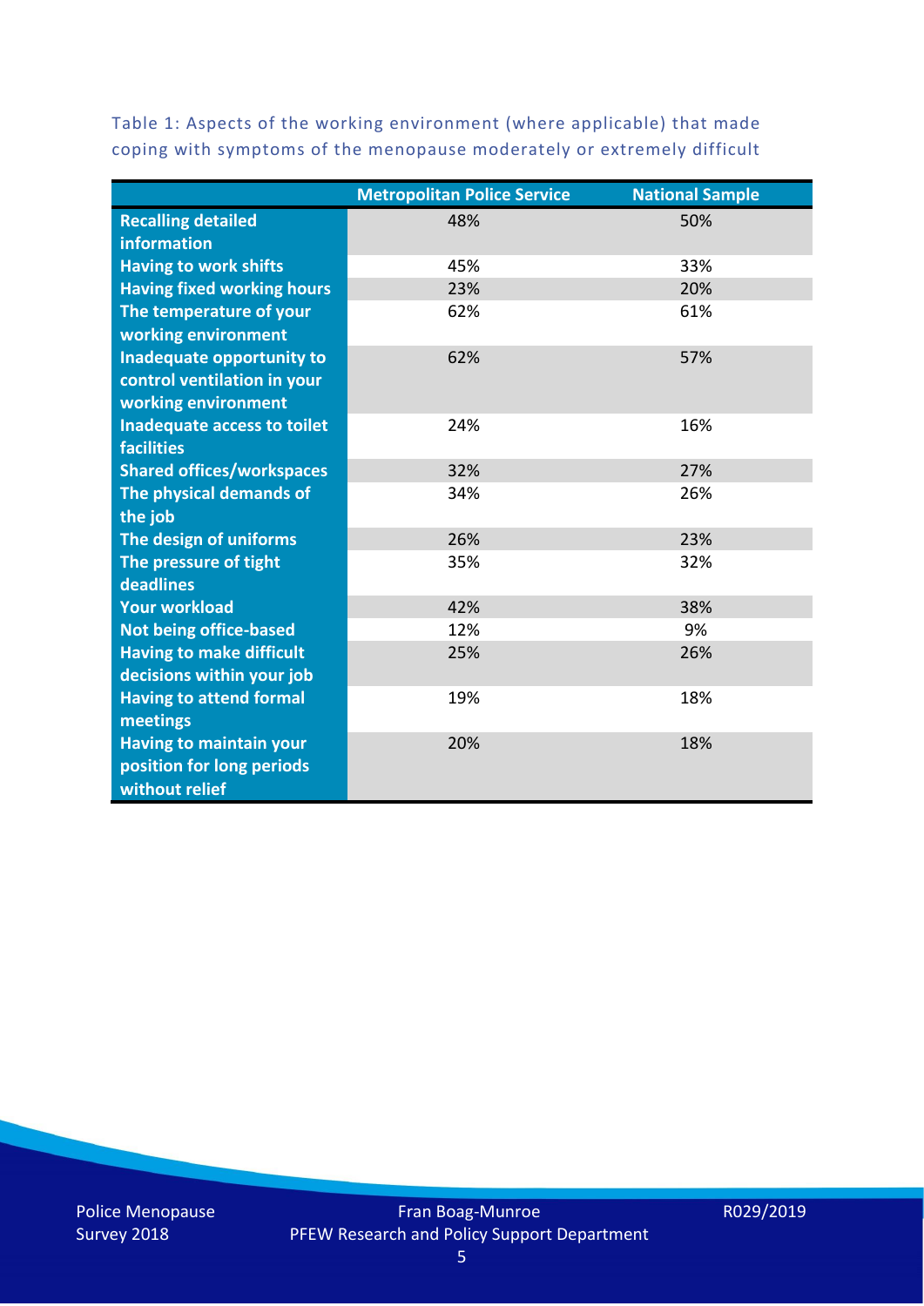Table 1: Aspects of the working environment (where applicable) that made coping with symptoms of the menopause moderately or extremely difficult

| | Metropolitan Police Service | National Sample |
|---|---|---|
| **Recalling detailed information** | 48% | 50% |
| **Having to work shifts** | 45% | 33% |
| **Having fixed working hours** | 23% | 20% |
| **The temperature of your working environment** | 62% | 61% |
| **Inadequate opportunity to control ventilation in your working environment** | 62% | 57% |
| **Inadequate access to toilet facilities** | 24% | 16% |
| **Shared offices/workspaces** | 32% | 27% |
| **The physical demands of the job** | 34% | 26% |
| **The design of uniforms** | 26% | 23% |
| **The pressure of tight deadlines** | 35% | 32% |
| **Your workload** | 42% | 38% |
| **Not being office-based** | 12% | 9% |
| **Having to make difficult decisions within your job** | 25% | 26% |
| **Having to attend formal meetings** | 19% | 18% |
| **Having to maintain your position for long periods without relief** | 20% | 18% |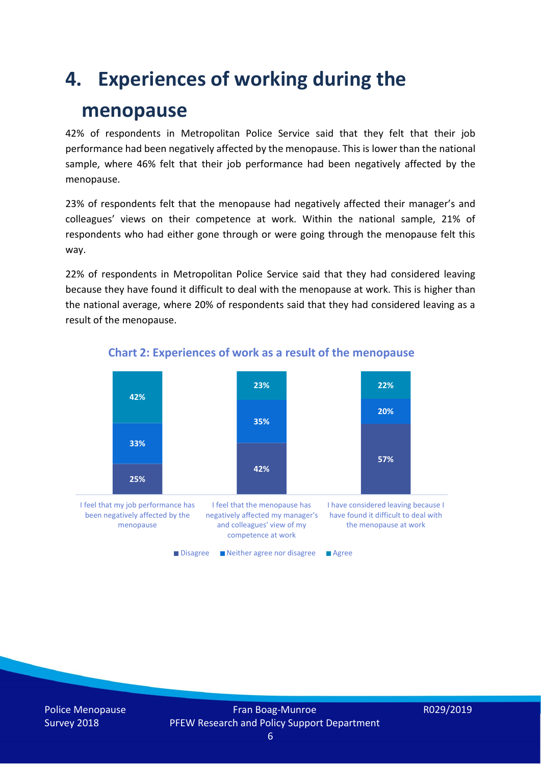# 4. Experiences of working during the menopause

42% of respondents in Metropolitan Police Service said that they felt that their job performance had been negatively affected by the menopause. This is lower than the national sample, where 46% felt that their job performance had been negatively affected by the menopause.

23% of respondents felt that the menopause had negatively affected their manager's and colleagues' views on their competence at work. Within the national sample, 21% of respondents who had either gone through or were going through the menopause felt this way.

22% of respondents in Metropolitan Police Service said that they had considered leaving because they have found it difficult to deal with the menopause at work. This is higher than the national average, where 20% of respondents said that they had considered leaving as a result of the menopause.

**Chart 2: Experiences of work as a result of the menopause**

| | Disagree | Neither agree nor disagree | Agree |
|---|---|---|---|
| I feel that my job performance has been negatively affected by the menopause | 25% | 33% | 42% |
| I feel that the menopause has negatively affected my manager's and colleagues' view of my competence at work | 42% | 35% | 23% |
| I have considered leaving because I have found it difficult to deal with the menopause at work | 57% | 20% | 22% |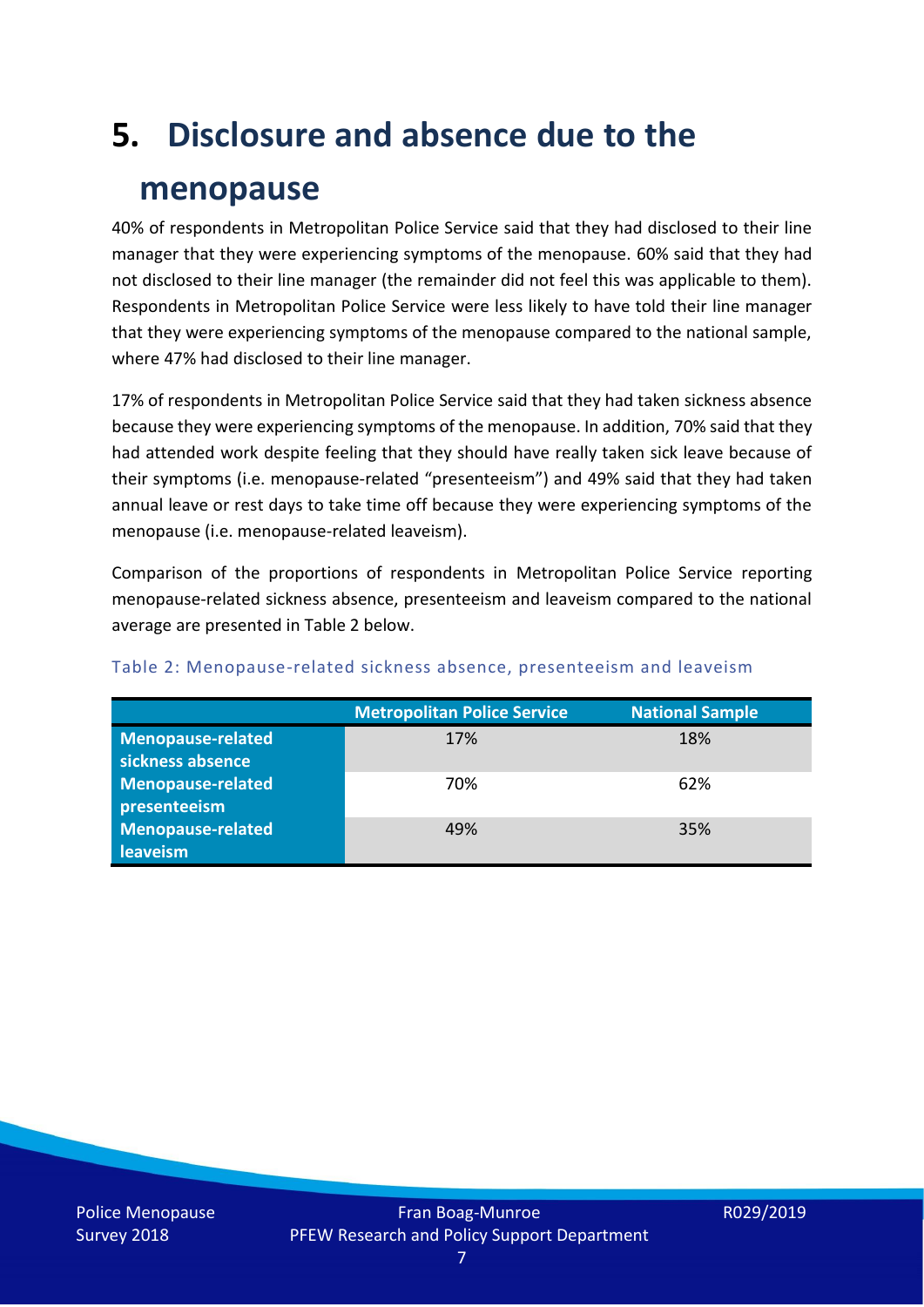# 5. Disclosure and absence due to the menopause

40% of respondents in Metropolitan Police Service said that they had disclosed to their line manager that they were experiencing symptoms of the menopause. 60% said that they had not disclosed to their line manager (the remainder did not feel this was applicable to them). Respondents in Metropolitan Police Service were less likely to have told their line manager that they were experiencing symptoms of the menopause compared to the national sample, where 47% had disclosed to their line manager.

17% of respondents in Metropolitan Police Service said that they had taken sickness absence because they were experiencing symptoms of the menopause. In addition, 70% said that they had attended work despite feeling that they should have really taken sick leave because of their symptoms (i.e. menopause-related "presenteeism") and 49% said that they had taken annual leave or rest days to take time off because they were experiencing symptoms of the menopause (i.e. menopause-related leaveism).

Comparison of the proportions of respondents in Metropolitan Police Service reporting menopause-related sickness absence, presenteeism and leaveism compared to the national average are presented in Table 2 below.

Table 2: Menopause-related sickness absence, presenteeism and leaveism

| | Metropolitan Police Service | National Sample |
|---|---|---|
| **Menopause-related sickness absence** | 17% | 18% |
| **Menopause-related presenteeism** | 70% | 62% |
| **Menopause-related leaveism** | 49% | 35% |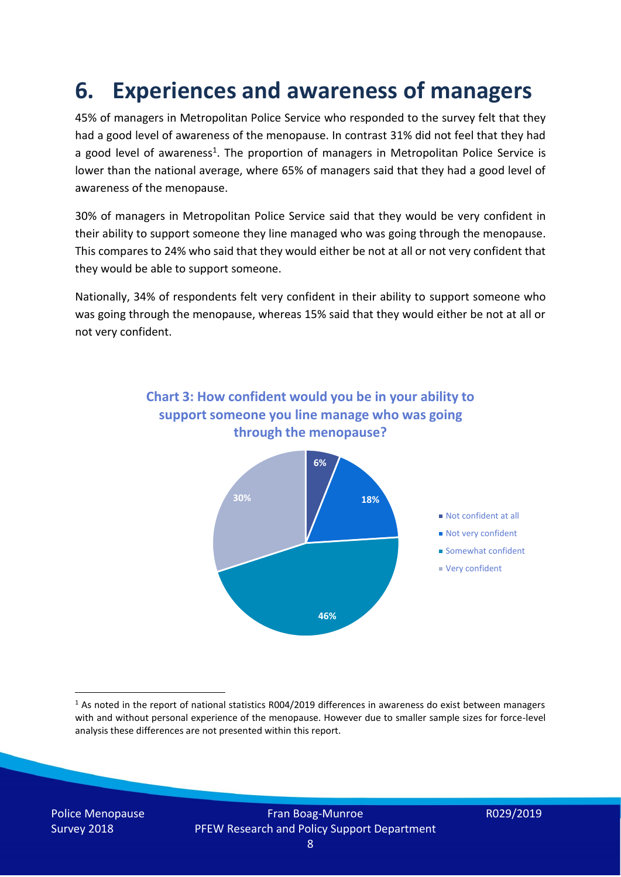# 6. Experiences and awareness of managers

45% of managers in Metropolitan Police Service who responded to the survey felt that they had a good level of awareness of the menopause. In contrast 31% did not feel that they had a good level of awareness[1]. The proportion of managers in Metropolitan Police Service is lower than the national average, where 65% of managers said that they had a good level of awareness of the menopause.

30% of managers in Metropolitan Police Service said that they would be very confident in their ability to support someone they line managed who was going through the menopause. This compares to 24% who said that they would either be not at all or not very confident that they would be able to support someone.

Nationally, 34% of respondents felt very confident in their ability to support someone who was going through the menopause, whereas 15% said that they would either be not at all or not very confident.

**Chart 3: How confident would you be in your ability to support someone you line manage who was going through the menopause?**

6%
18%
46%
30%

Not confident at all
Not very confident
Somewhat confident
Very confident

[1] As noted in the report of national statistics R004/2019 differences in awareness do exist between managers with and without personal experience of the menopause. However due to smaller sample sizes for force-level analysis these differences are not presented within this report.